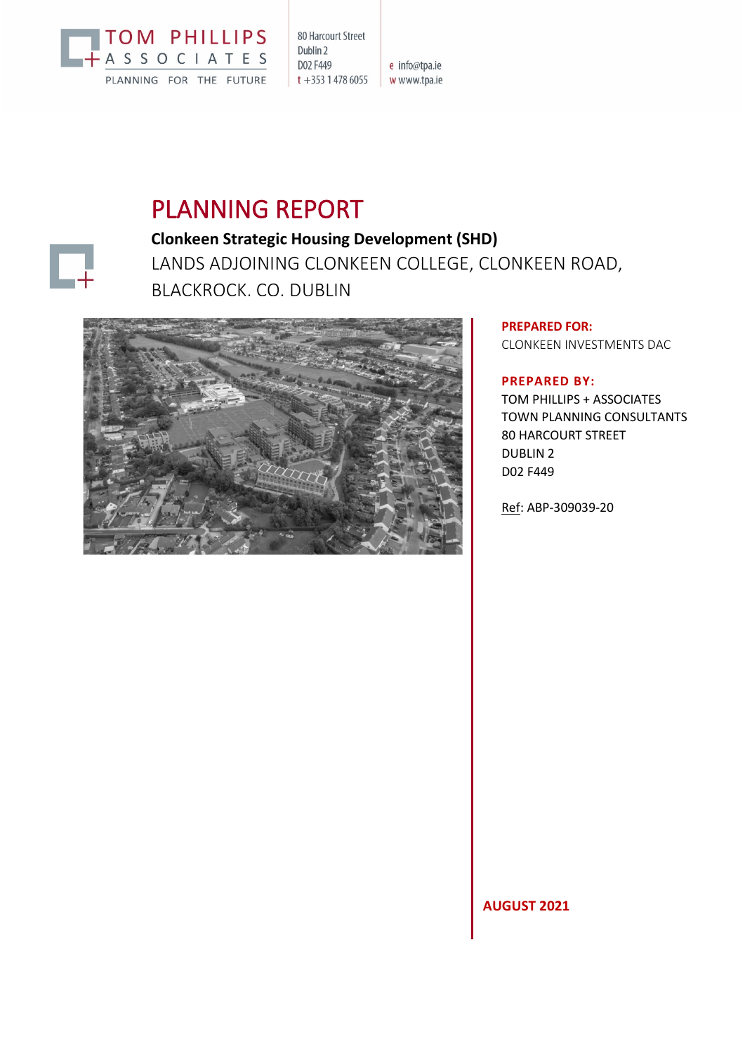TOM PHILLIPS + ASSOCIATES

PLANNING FOR THE FUTURE

80 Harcourt Street
Dublin 2
D02 F449
t +353 1 478 6055

e info@tpa.ie
w www.tpa.ie

# PLANNING REPORT

**Clonkeen Strategic Housing Development (SHD)**

LANDS ADJOINING CLONKEEN COLLEGE, CLONKEEN ROAD, BLACKROCK. CO. DUBLIN

**PREPARED FOR:**
CLONKEEN INVESTMENTS DAC

**PREPARED BY:**
TOM PHILLIPS + ASSOCIATES
TOWN PLANNING CONSULTANTS
80 HARCOURT STREET
DUBLIN 2
D02 F449

Ref: ABP-309039-20

**AUGUST 2021**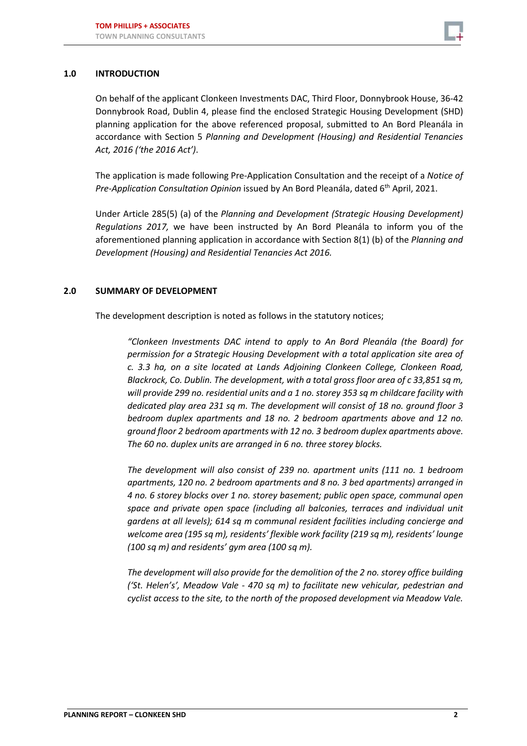## 1.0 INTRODUCTION

On behalf of the applicant Clonkeen Investments DAC, Third Floor, Donnybrook House, 36-42 Donnybrook Road, Dublin 4, please find the enclosed Strategic Housing Development (SHD) planning application for the above referenced proposal, submitted to An Bord Pleanála in accordance with Section 5 *Planning and Development (Housing) and Residential Tenancies Act, 2016 ('the 2016 Act')*.

The application is made following Pre-Application Consultation and the receipt of a *Notice of Pre-Application Consultation Opinion* issued by An Bord Pleanála, dated 6th April, 2021.

Under Article 285(5) (a) of the *Planning and Development (Strategic Housing Development) Regulations 2017,* we have been instructed by An Bord Pleanála to inform you of the aforementioned planning application in accordance with Section 8(1) (b) of the *Planning and Development (Housing) and Residential Tenancies Act 2016.*

## 2.0 SUMMARY OF DEVELOPMENT

The development description is noted as follows in the statutory notices;

> *"Clonkeen Investments DAC intend to apply to An Bord Pleanála (the Board) for permission for a Strategic Housing Development with a total application site area of c. 3.3 ha, on a site located at Lands Adjoining Clonkeen College, Clonkeen Road, Blackrock, Co. Dublin. The development, with a total gross floor area of c 33,851 sq m, will provide 299 no. residential units and a 1 no. storey 353 sq m childcare facility with dedicated play area 231 sq m. The development will consist of 18 no. ground floor 3 bedroom duplex apartments and 18 no. 2 bedroom apartments above and 12 no. ground floor 2 bedroom apartments with 12 no. 3 bedroom duplex apartments above. The 60 no. duplex units are arranged in 6 no. three storey blocks.*
>
> *The development will also consist of 239 no. apartment units (111 no. 1 bedroom apartments, 120 no. 2 bedroom apartments and 8 no. 3 bed apartments) arranged in 4 no. 6 storey blocks over 1 no. storey basement; public open space, communal open space and private open space (including all balconies, terraces and individual unit gardens at all levels); 614 sq m communal resident facilities including concierge and welcome area (195 sq m), residents' flexible work facility (219 sq m), residents' lounge (100 sq m) and residents' gym area (100 sq m).*
>
> *The development will also provide for the demolition of the 2 no. storey office building ('St. Helen's', Meadow Vale - 470 sq m) to facilitate new vehicular, pedestrian and cyclist access to the site, to the north of the proposed development via Meadow Vale.*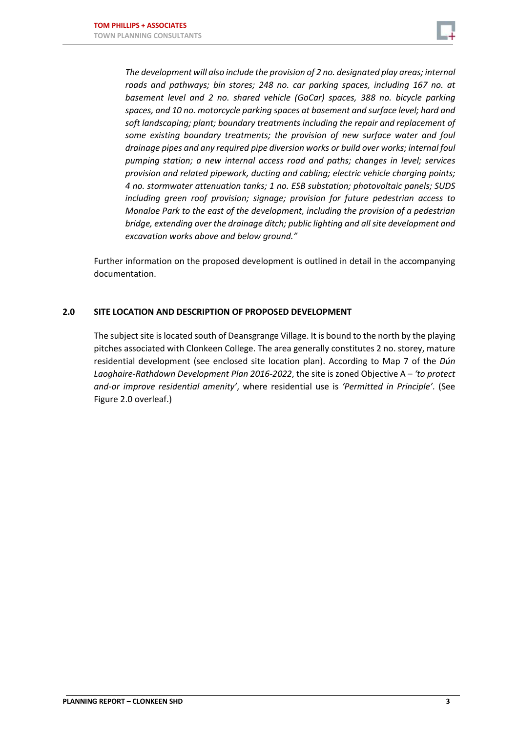*The development will also include the provision of 2 no. designated play areas; internal roads and pathways; bin stores; 248 no. car parking spaces, including 167 no. at basement level and 2 no. shared vehicle (GoCar) spaces, 388 no. bicycle parking spaces, and 10 no. motorcycle parking spaces at basement and surface level; hard and soft landscaping; plant; boundary treatments including the repair and replacement of some existing boundary treatments; the provision of new surface water and foul drainage pipes and any required pipe diversion works or build over works; internal foul pumping station; a new internal access road and paths; changes in level; services provision and related pipework, ducting and cabling; electric vehicle charging points; 4 no. stormwater attenuation tanks; 1 no. ESB substation; photovoltaic panels; SUDS including green roof provision; signage; provision for future pedestrian access to Monaloe Park to the east of the development, including the provision of a pedestrian bridge, extending over the drainage ditch; public lighting and all site development and excavation works above and below ground."*

Further information on the proposed development is outlined in detail in the accompanying documentation.

## 2.0 SITE LOCATION AND DESCRIPTION OF PROPOSED DEVELOPMENT

The subject site is located south of Deansgrange Village. It is bound to the north by the playing pitches associated with Clonkeen College. The area generally constitutes 2 no. storey, mature residential development (see enclosed site location plan). According to Map 7 of the *Dún Laoghaire-Rathdown Development Plan 2016-2022*, the site is zoned Objective A – *'to protect and-or improve residential amenity'*, where residential use is *'Permitted in Principle'*. (See Figure 2.0 overleaf.)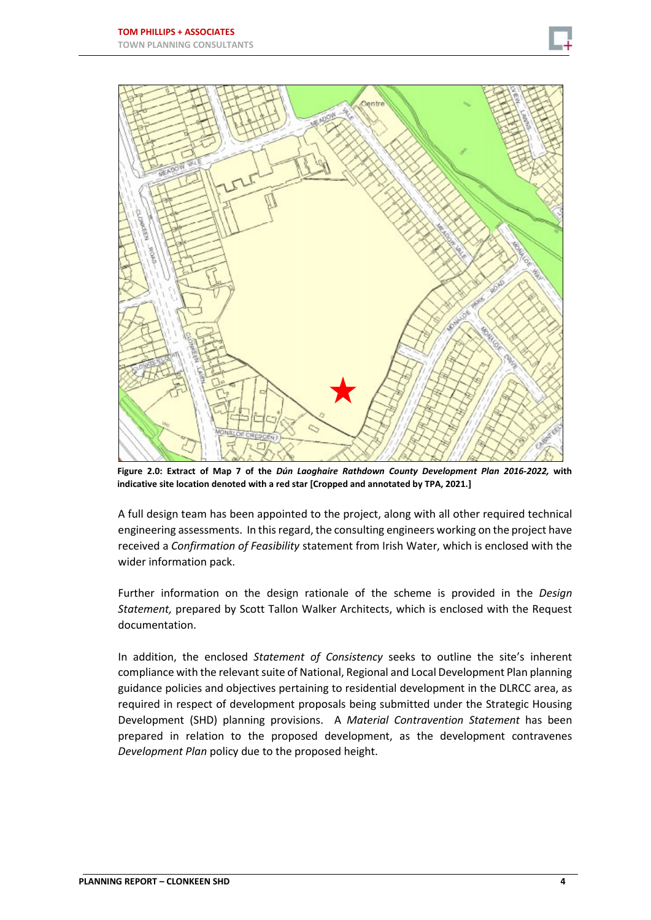**Figure 2.0: Extract of Map 7 of the *Dún Laoghaire Rathdown County Development Plan 2016-2022,* with indicative site location denoted with a red star [Cropped and annotated by TPA, 2021.]**

A full design team has been appointed to the project, along with all other required technical engineering assessments. In this regard, the consulting engineers working on the project have received a *Confirmation of Feasibility* statement from Irish Water, which is enclosed with the wider information pack.

Further information on the design rationale of the scheme is provided in the *Design Statement,* prepared by Scott Tallon Walker Architects, which is enclosed with the Request documentation.

In addition, the enclosed *Statement of Consistency* seeks to outline the site's inherent compliance with the relevant suite of National, Regional and Local Development Plan planning guidance policies and objectives pertaining to residential development in the DLRCC area, as required in respect of development proposals being submitted under the Strategic Housing Development (SHD) planning provisions. A *Material Contravention Statement* has been prepared in relation to the proposed development, as the development contravenes *Development Plan* policy due to the proposed height.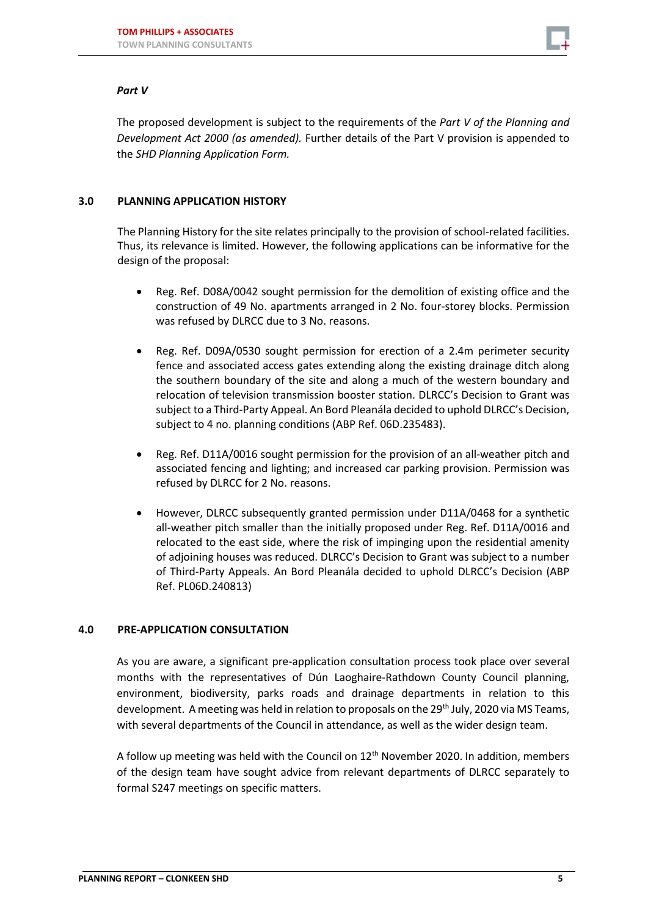*Part V*

The proposed development is subject to the requirements of the *Part V of the Planning and Development Act 2000 (as amended).* Further details of the Part V provision is appended to the *SHD Planning Application Form.*

## 3.0 PLANNING APPLICATION HISTORY

The Planning History for the site relates principally to the provision of school-related facilities. Thus, its relevance is limited. However, the following applications can be informative for the design of the proposal:

- Reg. Ref. D08A/0042 sought permission for the demolition of existing office and the construction of 49 No. apartments arranged in 2 No. four-storey blocks. Permission was refused by DLRCC due to 3 No. reasons.
- Reg. Ref. D09A/0530 sought permission for erection of a 2.4m perimeter security fence and associated access gates extending along the existing drainage ditch along the southern boundary of the site and along a much of the western boundary and relocation of television transmission booster station. DLRCC's Decision to Grant was subject to a Third-Party Appeal. An Bord Pleanála decided to uphold DLRCC's Decision, subject to 4 no. planning conditions (ABP Ref. 06D.235483).
- Reg. Ref. D11A/0016 sought permission for the provision of an all-weather pitch and associated fencing and lighting; and increased car parking provision. Permission was refused by DLRCC for 2 No. reasons.
- However, DLRCC subsequently granted permission under D11A/0468 for a synthetic all-weather pitch smaller than the initially proposed under Reg. Ref. D11A/0016 and relocated to the east side, where the risk of impinging upon the residential amenity of adjoining houses was reduced. DLRCC's Decision to Grant was subject to a number of Third-Party Appeals. An Bord Pleanála decided to uphold DLRCC's Decision (ABP Ref. PL06D.240813)

## 4.0 PRE-APPLICATION CONSULTATION

As you are aware, a significant pre-application consultation process took place over several months with the representatives of Dún Laoghaire-Rathdown County Council planning, environment, biodiversity, parks roads and drainage departments in relation to this development. A meeting was held in relation to proposals on the 29th July, 2020 via MS Teams, with several departments of the Council in attendance, as well as the wider design team.

A follow up meeting was held with the Council on 12th November 2020. In addition, members of the design team have sought advice from relevant departments of DLRCC separately to formal S247 meetings on specific matters.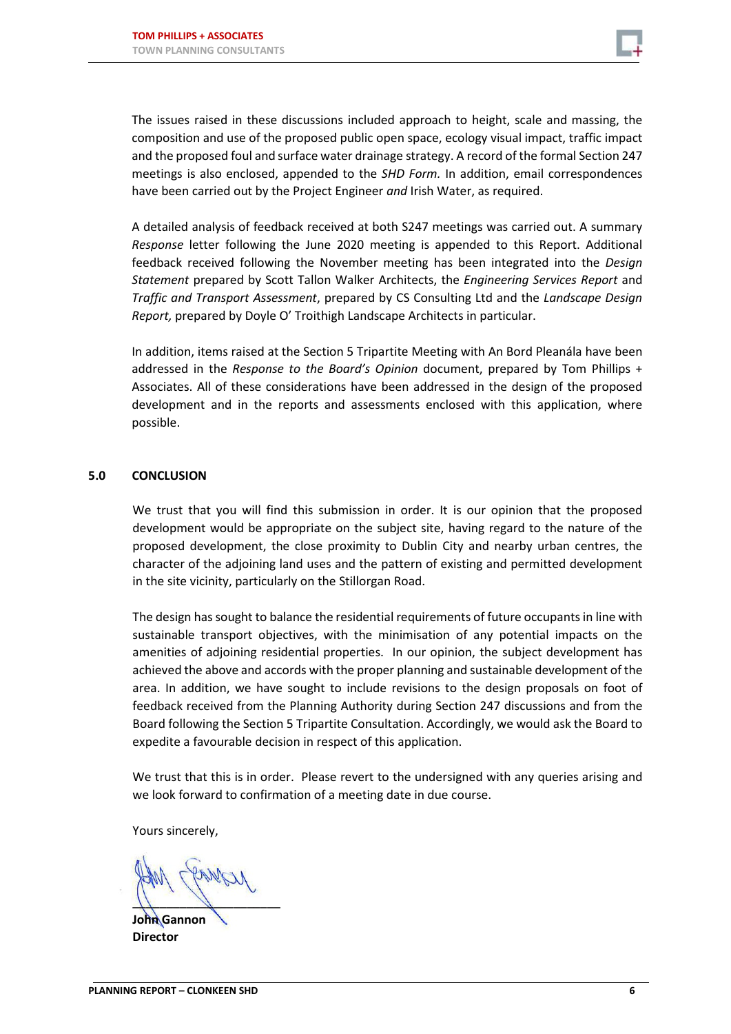The issues raised in these discussions included approach to height, scale and massing, the composition and use of the proposed public open space, ecology visual impact, traffic impact and the proposed foul and surface water drainage strategy. A record of the formal Section 247 meetings is also enclosed, appended to the *SHD Form.* In addition, email correspondences have been carried out by the Project Engineer *and* Irish Water, as required.

A detailed analysis of feedback received at both S247 meetings was carried out. A summary *Response* letter following the June 2020 meeting is appended to this Report. Additional feedback received following the November meeting has been integrated into the *Design Statement* prepared by Scott Tallon Walker Architects, the *Engineering Services Report* and *Traffic and Transport Assessment*, prepared by CS Consulting Ltd and the *Landscape Design Report,* prepared by Doyle O' Troithigh Landscape Architects in particular.

In addition, items raised at the Section 5 Tripartite Meeting with An Bord Pleanála have been addressed in the *Response to the Board's Opinion* document, prepared by Tom Phillips + Associates. All of these considerations have been addressed in the design of the proposed development and in the reports and assessments enclosed with this application, where possible.

## 5.0 CONCLUSION

We trust that you will find this submission in order. It is our opinion that the proposed development would be appropriate on the subject site, having regard to the nature of the proposed development, the close proximity to Dublin City and nearby urban centres, the character of the adjoining land uses and the pattern of existing and permitted development in the site vicinity, particularly on the Stillorgan Road.

The design has sought to balance the residential requirements of future occupants in line with sustainable transport objectives, with the minimisation of any potential impacts on the amenities of adjoining residential properties. In our opinion, the subject development has achieved the above and accords with the proper planning and sustainable development of the area. In addition, we have sought to include revisions to the design proposals on foot of feedback received from the Planning Authority during Section 247 discussions and from the Board following the Section 5 Tripartite Consultation. Accordingly, we would ask the Board to expedite a favourable decision in respect of this application.

We trust that this is in order. Please revert to the undersigned with any queries arising and we look forward to confirmation of a meeting date in due course.

Yours sincerely,

**John Gannon**
**Director**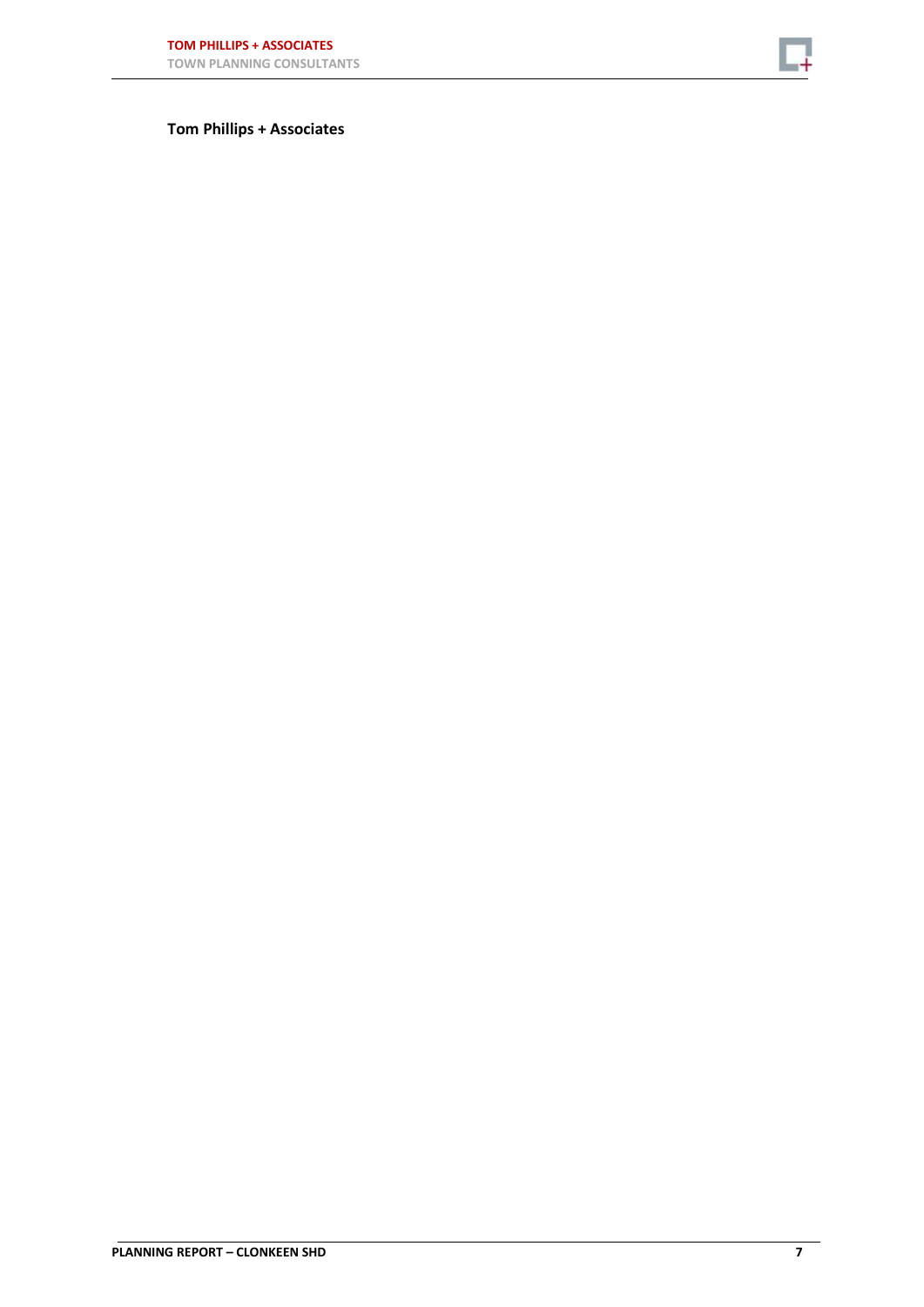**Tom Phillips + Associates**